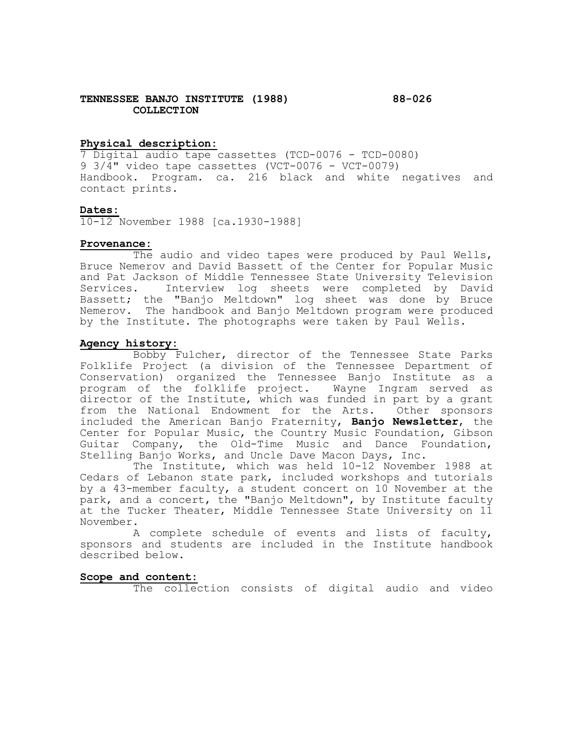# TENNESSEE BANJO INSTITUTE (1988) COLLECTION

88-026

### Physical description:

7 Digital audio tape cassettes (TCD-0076 - TCD-0080)
9 3/4" video tape cassettes (VCT-0076 - VCT-0079)
Handbook. Program. ca. 216 black and white negatives and contact prints.

### Dates:

10-12 November 1988 [ca.1930-1988]

### Provenance:

The audio and video tapes were produced by Paul Wells, Bruce Nemerov and David Bassett of the Center for Popular Music and Pat Jackson of Middle Tennessee State University Television Services. Interview log sheets were completed by David Bassett; the "Banjo Meltdown" log sheet was done by Bruce Nemerov. The handbook and Banjo Meltdown program were produced by the Institute. The photographs were taken by Paul Wells.

### Agency history:

Bobby Fulcher, director of the Tennessee State Parks Folklife Project (a division of the Tennessee Department of Conservation) organized the Tennessee Banjo Institute as a program of the folklife project. Wayne Ingram served as director of the Institute, which was funded in part by a grant from the National Endowment for the Arts. Other sponsors included the American Banjo Fraternity, **Banjo Newsletter**, the Center for Popular Music, the Country Music Foundation, Gibson Guitar Company, the Old-Time Music and Dance Foundation, Stelling Banjo Works, and Uncle Dave Macon Days, Inc.

The Institute, which was held 10-12 November 1988 at Cedars of Lebanon state park, included workshops and tutorials by a 43-member faculty, a student concert on 10 November at the park, and a concert, the "Banjo Meltdown", by Institute faculty at the Tucker Theater, Middle Tennessee State University on 11 November.

A complete schedule of events and lists of faculty, sponsors and students are included in the Institute handbook described below.

### Scope and content:

The collection consists of digital audio and video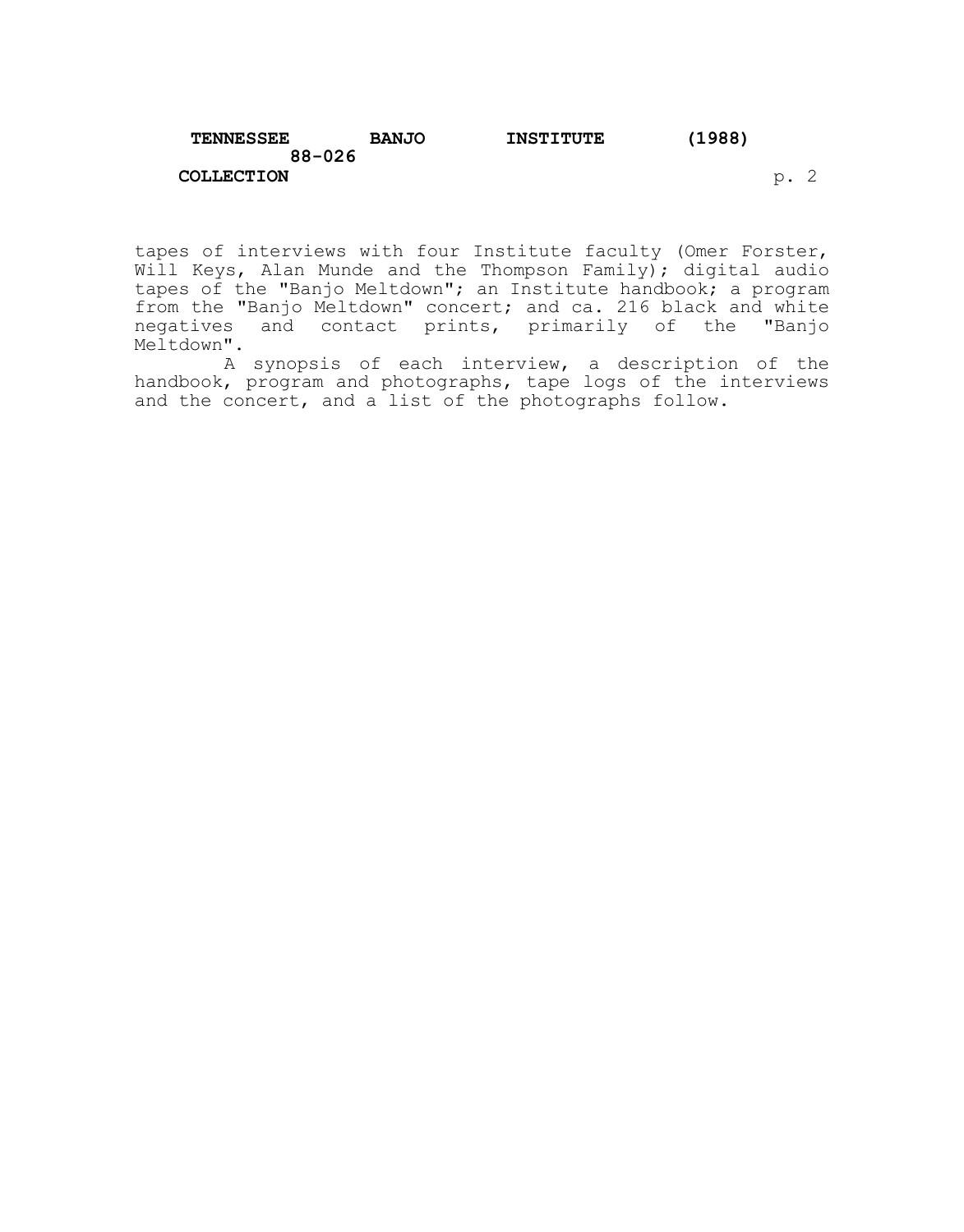tapes of interviews with four Institute faculty (Omer Forster, Will Keys, Alan Munde and the Thompson Family); digital audio tapes of the "Banjo Meltdown"; an Institute handbook; a program from the "Banjo Meltdown" concert; and ca. 216 black and white negatives and contact prints, primarily of the "Banjo Meltdown".

A synopsis of each interview, a description of the handbook, program and photographs, tape logs of the interviews and the concert, and a list of the photographs follow.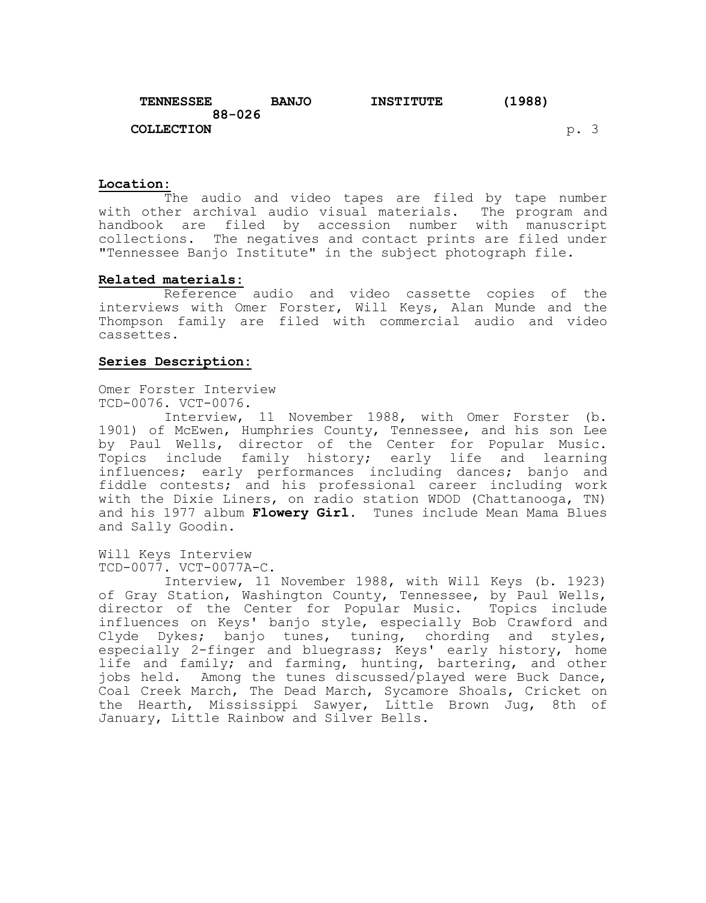**Location:**

The audio and video tapes are filed by tape number with other archival audio visual materials. The program and handbook are filed by accession number with manuscript collections. The negatives and contact prints are filed under "Tennessee Banjo Institute" in the subject photograph file.

**Related materials:**

Reference audio and video cassette copies of the interviews with Omer Forster, Will Keys, Alan Munde and the Thompson family are filed with commercial audio and video cassettes.

**Series Description:**

Omer Forster Interview
TCD-0076. VCT-0076.

Interview, 11 November 1988, with Omer Forster (b. 1901) of McEwen, Humphries County, Tennessee, and his son Lee by Paul Wells, director of the Center for Popular Music. Topics include family history; early life and learning influences; early performances including dances; banjo and fiddle contests; and his professional career including work with the Dixie Liners, on radio station WDOD (Chattanooga, TN) and his 1977 album **Flowery Girl**. Tunes include Mean Mama Blues and Sally Goodin.

Will Keys Interview
TCD-0077. VCT-0077A-C.

Interview, 11 November 1988, with Will Keys (b. 1923) of Gray Station, Washington County, Tennessee, by Paul Wells, director of the Center for Popular Music. Topics include influences on Keys' banjo style, especially Bob Crawford and Clyde Dykes; banjo tunes, tuning, chording and styles, especially 2-finger and bluegrass; Keys' early history, home life and family; and farming, hunting, bartering, and other jobs held. Among the tunes discussed/played were Buck Dance, Coal Creek March, The Dead March, Sycamore Shoals, Cricket on the Hearth, Mississippi Sawyer, Little Brown Jug, 8th of January, Little Rainbow and Silver Bells.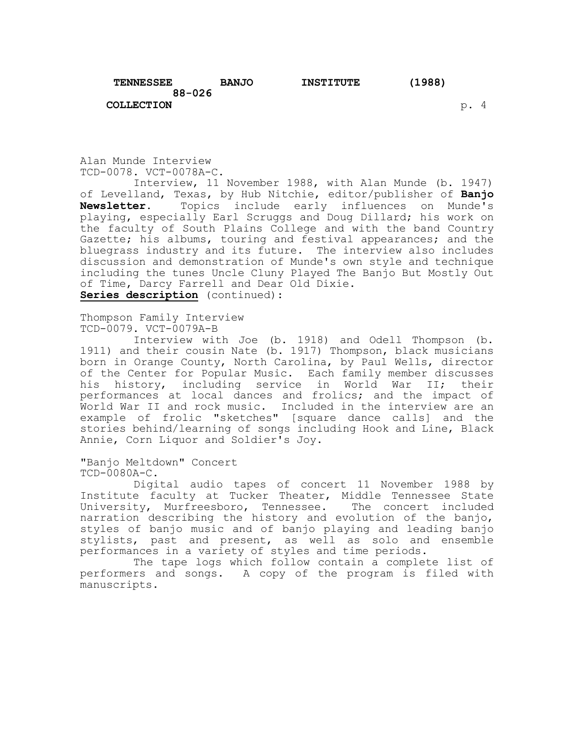Alan Munde Interview
TCD-0078. VCT-0078A-C.

Interview, 11 November 1988, with Alan Munde (b. 1947) of Levelland, Texas, by Hub Nitchie, editor/publisher of **Banjo Newsletter**. Topics include early influences on Munde's playing, especially Earl Scruggs and Doug Dillard; his work on the faculty of South Plains College and with the band Country Gazette; his albums, touring and festival appearances; and the bluegrass industry and its future. The interview also includes discussion and demonstration of Munde's own style and technique including the tunes Uncle Cluny Played The Banjo But Mostly Out of Time, Darcy Farrell and Dear Old Dixie.

**Series description** (continued):

Thompson Family Interview
TCD-0079. VCT-0079A-B

Interview with Joe (b. 1918) and Odell Thompson (b. 1911) and their cousin Nate (b. 1917) Thompson, black musicians born in Orange County, North Carolina, by Paul Wells, director of the Center for Popular Music. Each family member discusses his history, including service in World War II; their performances at local dances and frolics; and the impact of World War II and rock music. Included in the interview are an example of frolic "sketches" [square dance calls] and the stories behind/learning of songs including Hook and Line, Black Annie, Corn Liquor and Soldier's Joy.

"Banjo Meltdown" Concert
TCD-0080A-C.

Digital audio tapes of concert 11 November 1988 by Institute faculty at Tucker Theater, Middle Tennessee State University, Murfreesboro, Tennessee. The concert included narration describing the history and evolution of the banjo, styles of banjo music and of banjo playing and leading banjo stylists, past and present, as well as solo and ensemble performances in a variety of styles and time periods.

The tape logs which follow contain a complete list of performers and songs. A copy of the program is filed with manuscripts.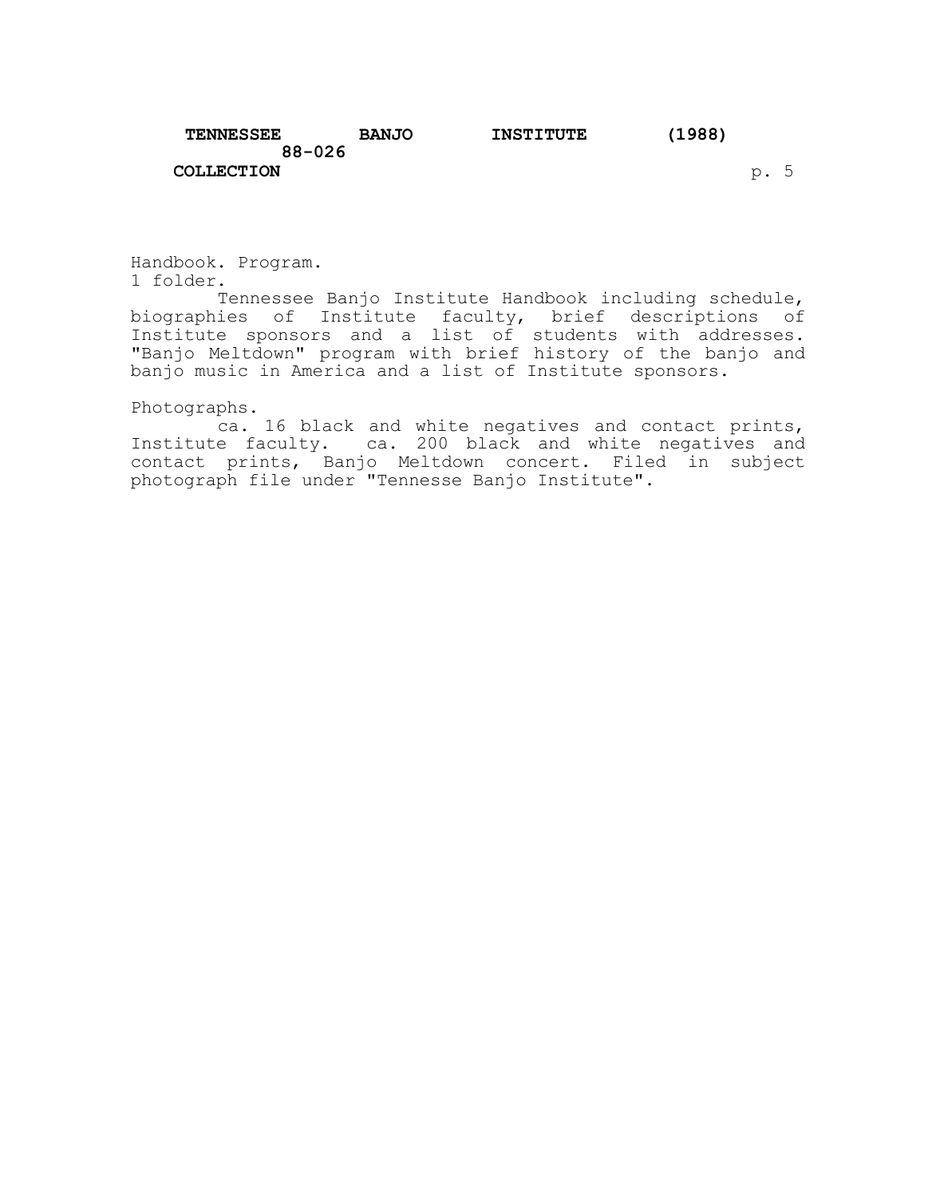Handbook. Program.
1 folder.

Tennessee Banjo Institute Handbook including schedule, biographies of Institute faculty, brief descriptions of Institute sponsors and a list of students with addresses. "Banjo Meltdown" program with brief history of the banjo and banjo music in America and a list of Institute sponsors.

Photographs.

ca. 16 black and white negatives and contact prints, Institute faculty. ca. 200 black and white negatives and contact prints, Banjo Meltdown concert. Filed in subject photograph file under "Tennesse Banjo Institute".